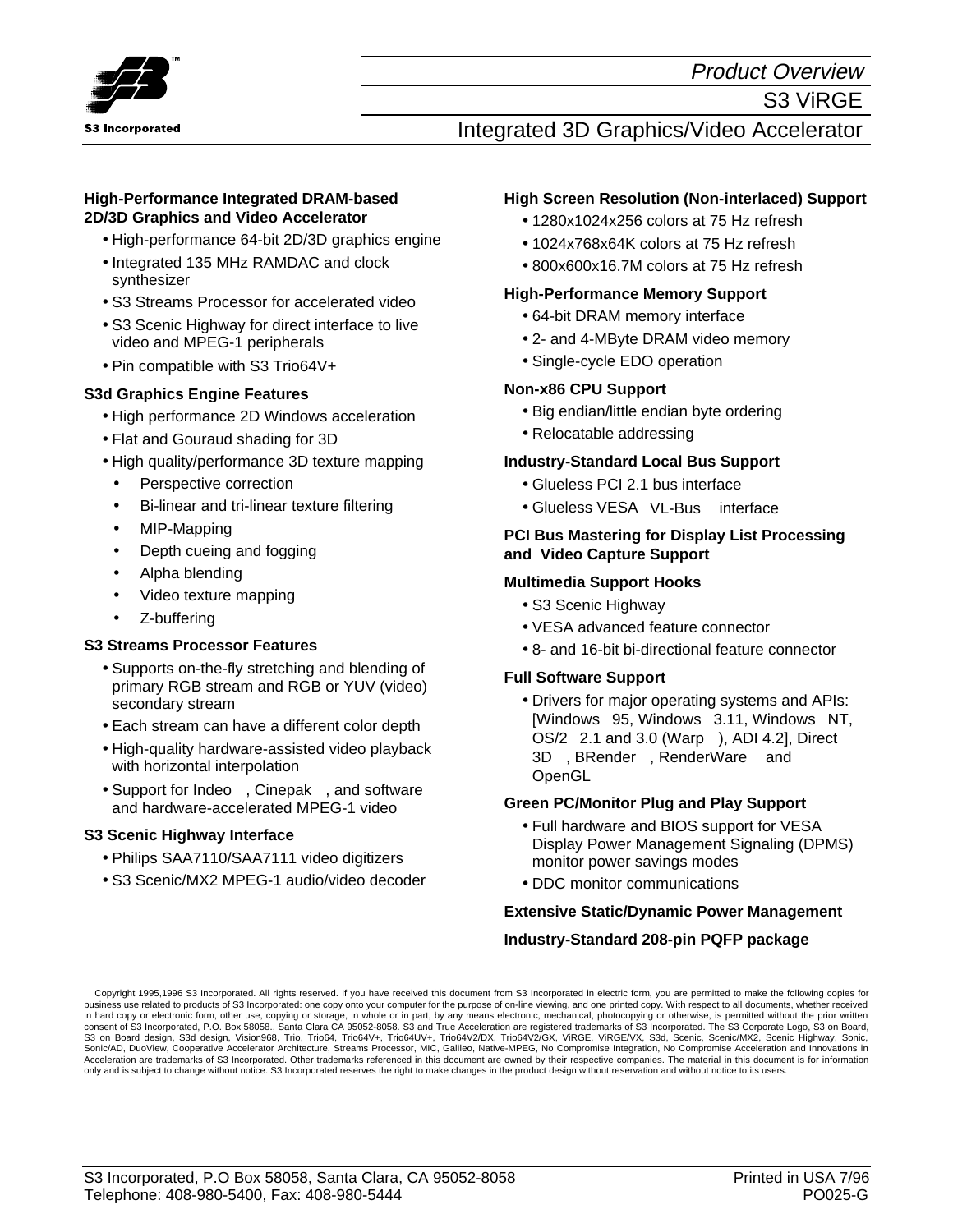S3 Incorporated

# Product Overview

## S3 ViRGE

## Integrated 3D Graphics/Video Accelerator

**High-Performance Integrated DRAM-based 2D/3D Graphics and Video Accelerator**

- High-performance 64-bit 2D/3D graphics engine
- Integrated 135 MHz RAMDAC and clock synthesizer
- S3 Streams Processor for accelerated video
- S3 Scenic Highway for direct interface to live video and MPEG-1 peripherals
- Pin compatible with S3 Trio64V+

**S3d Graphics Engine Features**

- High performance 2D Windows acceleration
- Flat and Gouraud shading for 3D
- High quality/performance 3D texture mapping
  - Perspective correction
  - Bi-linear and tri-linear texture filtering
  - MIP-Mapping
  - Depth cueing and fogging
  - Alpha blending
  - Video texture mapping
  - Z-buffering

**S3 Streams Processor Features**

- Supports on-the-fly stretching and blending of primary RGB stream and RGB or YUV (video) secondary stream
- Each stream can have a different color depth
- High-quality hardware-assisted video playback with horizontal interpolation
- Support for Indeo, Cinepak, and software and hardware-accelerated MPEG-1 video

**S3 Scenic Highway Interface**

- Philips SAA7110/SAA7111 video digitizers
- S3 Scenic/MX2 MPEG-1 audio/video decoder

**High Screen Resolution (Non-interlaced) Support**

- 1280x1024x256 colors at 75 Hz refresh
- 1024x768x64K colors at 75 Hz refresh
- 800x600x16.7M colors at 75 Hz refresh

**High-Performance Memory Support**

- 64-bit DRAM memory interface
- 2- and 4-MByte DRAM video memory
- Single-cycle EDO operation

**Non-x86 CPU Support**

- Big endian/little endian byte ordering
- Relocatable addressing

**Industry-Standard Local Bus Support**

- Glueless PCI 2.1 bus interface
- Glueless VESA VL-Bus interface

**PCI Bus Mastering for Display List Processing and Video Capture Support**

**Multimedia Support Hooks**

- S3 Scenic Highway
- VESA advanced feature connector
- 8- and 16-bit bi-directional feature connector

**Full Software Support**

- Drivers for major operating systems and APIs: [Windows 95, Windows 3.11, Windows NT, OS/2 2.1 and 3.0 (Warp), ADI 4.2], Direct 3D, BRender, RenderWare and OpenGL

**Green PC/Monitor Plug and Play Support**

- Full hardware and BIOS support for VESA Display Power Management Signaling (DPMS) monitor power savings modes
- DDC monitor communications

**Extensive Static/Dynamic Power Management**

**Industry-Standard 208-pin PQFP package**

Copyright 1995,1996 S3 Incorporated. All rights reserved. If you have received this document from S3 Incorporated in electric form, you are permitted to make the following copies for business use related to products of S3 Incorporated: one copy onto your computer for the purpose of on-line viewing, and one printed copy. With respect to all documents, whether received in hard copy or electronic form, other use, copying or storage, in whole or in part, by any means electronic, mechanical, photocopying or otherwise, is permitted without the prior written consent of S3 Incorporated, P.O. Box 58058., Santa Clara CA 95052-8058. S3 and True Acceleration are registered trademarks of S3 Incorporated. The S3 Corporate Logo, S3 on Board, S3 on Board design, S3d design, Vision968, Trio, Trio64, Trio64V+, Trio64UV+, Trio64V2/DX, Trio64V2/GX, ViRGE, ViRGE/VX, S3d, Scenic, Scenic/MX2, Scenic Highway, Sonic, Sonic/AD, DuoView, Cooperative Accelerator Architecture, Streams Processor, MIC, Galileo, Native-MPEG, No Compromise Integration, No Compromise Acceleration and Innovations in Acceleration are trademarks of S3 Incorporated. Other trademarks referenced in this document are owned by their respective companies. The material in this document is for information only and is subject to change without notice. S3 Incorporated reserves the right to make changes in the product design without reservation and without notice to its users.

S3 Incorporated, P.O Box 58058, Santa Clara, CA 95052-8058
Telephone: 408-980-5400, Fax: 408-980-5444

Printed in USA 7/96
PO025-G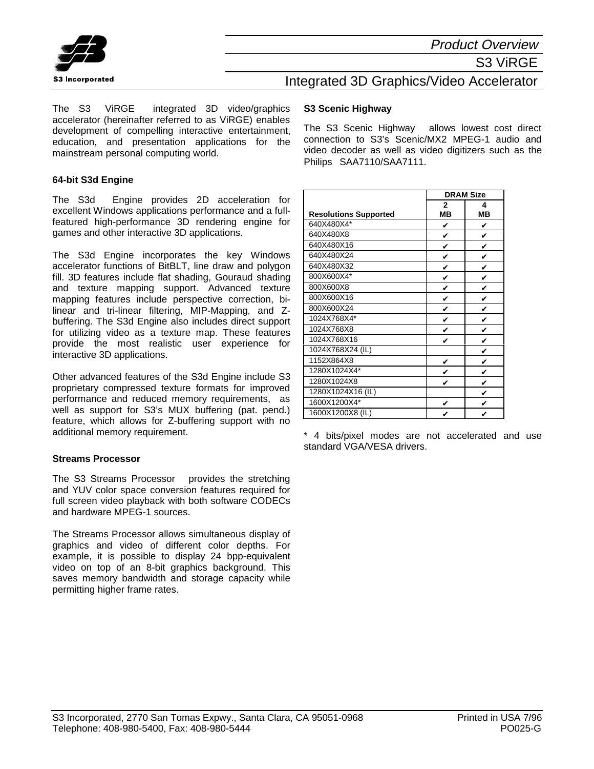# Product Overview

## S3 ViRGE

## Integrated 3D Graphics/Video Accelerator

The S3 ViRGE integrated 3D video/graphics accelerator (hereinafter referred to as ViRGE) enables development of compelling interactive entertainment, education, and presentation applications for the mainstream personal computing world.

### 64-bit S3d Engine

The S3d Engine provides 2D acceleration for excellent Windows applications performance and a full-featured high-performance 3D rendering engine for games and other interactive 3D applications.

The S3d Engine incorporates the key Windows accelerator functions of BitBLT, line draw and polygon fill. 3D features include flat shading, Gouraud shading and texture mapping support. Advanced texture mapping features include perspective correction, bi-linear and tri-linear filtering, MIP-Mapping, and Z-buffering. The S3d Engine also includes direct support for utilizing video as a texture map. These features provide the most realistic user experience for interactive 3D applications.

Other advanced features of the S3d Engine include S3 proprietary compressed texture formats for improved performance and reduced memory requirements, as well as support for S3's MUX buffering (pat. pend.) feature, which allows for Z-buffering support with no additional memory requirement.

### Streams Processor

The S3 Streams Processor provides the stretching and YUV color space conversion features required for full screen video playback with both software CODECs and hardware MPEG-1 sources.

The Streams Processor allows simultaneous display of graphics and video of different color depths. For example, it is possible to display 24 bpp-equivalent video on top of an 8-bit graphics background. This saves memory bandwidth and storage capacity while permitting higher frame rates.

### S3 Scenic Highway

The S3 Scenic Highway allows lowest cost direct connection to S3's Scenic/MX2 MPEG-1 audio and video decoder as well as video digitizers such as the Philips SAA7110/SAA7111.

| | DRAM Size | |
|---|---|---|
| **Resolutions Supported** | **2 MB** | **4 MB** |
| 640X480X4* | ✔ | ✔ |
| 640X480X8 | ✔ | ✔ |
| 640X480X16 | ✔ | ✔ |
| 640X480X24 | ✔ | ✔ |
| 640X480X32 | ✔ | ✔ |
| 800X600X4* | ✔ | ✔ |
| 800X600X8 | ✔ | ✔ |
| 800X600X16 | ✔ | ✔ |
| 800X600X24 | ✔ | ✔ |
| 1024X768X4* | ✔ | ✔ |
| 1024X768X8 | ✔ | ✔ |
| 1024X768X16 | ✔ | ✔ |
| 1024X768X24 (IL) | | ✔ |
| 1152X864X8 | ✔ | ✔ |
| 1280X1024X4* | ✔ | ✔ |
| 1280X1024X8 | ✔ | ✔ |
| 1280X1024X16 (IL) | | ✔ |
| 1600X1200X4* | ✔ | ✔ |
| 1600X1200X8 (IL) | ✔ | ✔ |

\* 4 bits/pixel modes are not accelerated and use standard VGA/VESA drivers.

S3 Incorporated, 2770 San Tomas Expwy., Santa Clara, CA 95051-0968
Telephone: 408-980-5400, Fax: 408-980-5444

Printed in USA 7/96
PO025-G